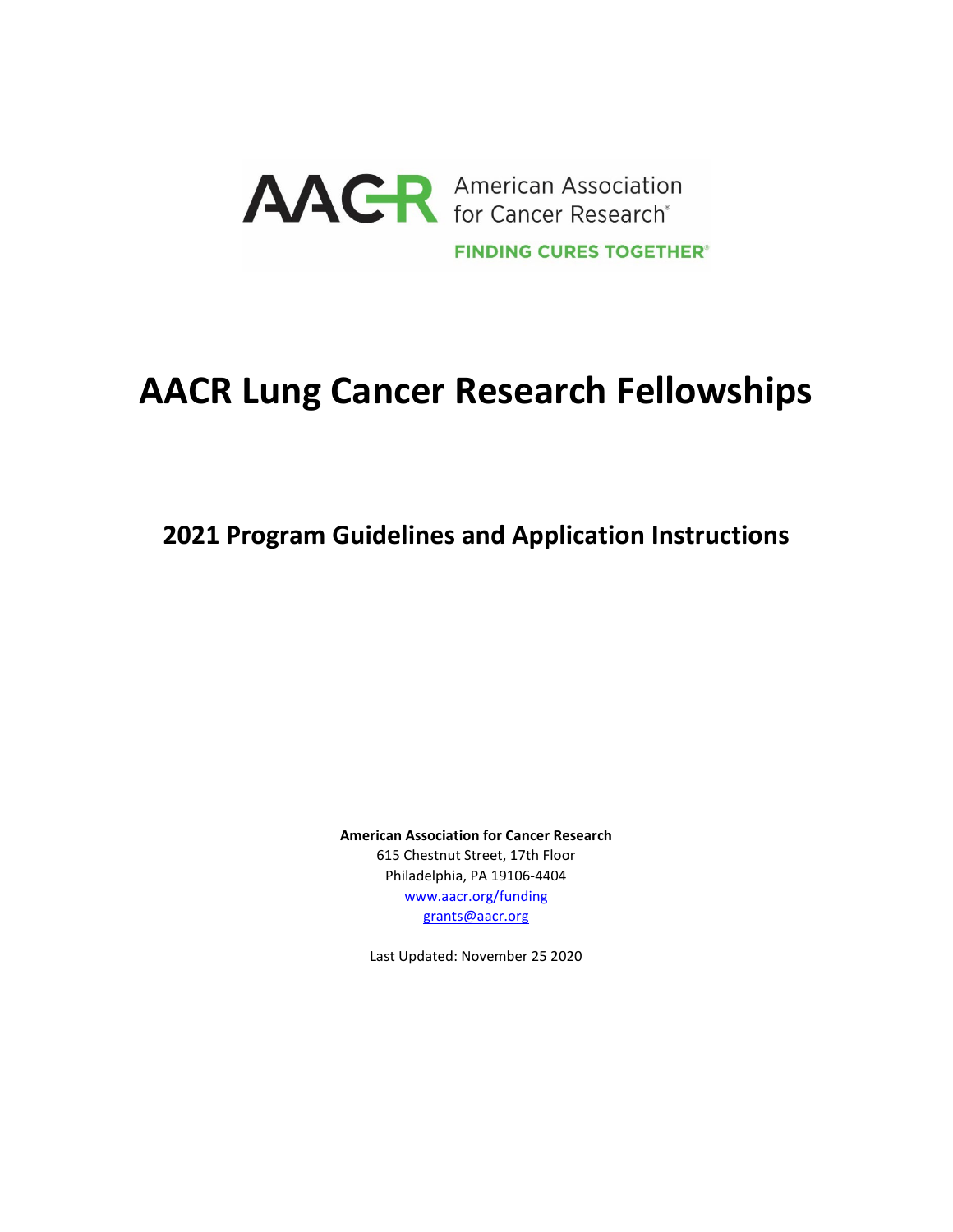AACR American Association for Cancer Research®

FINDING CURES TOGETHER®

# AACR Lung Cancer Research Fellowships

## 2021 Program Guidelines and Application Instructions

**American Association for Cancer Research**
615 Chestnut Street, 17th Floor
Philadelphia, PA 19106-4404
www.aacr.org/funding
grants@aacr.org

Last Updated: November 25 2020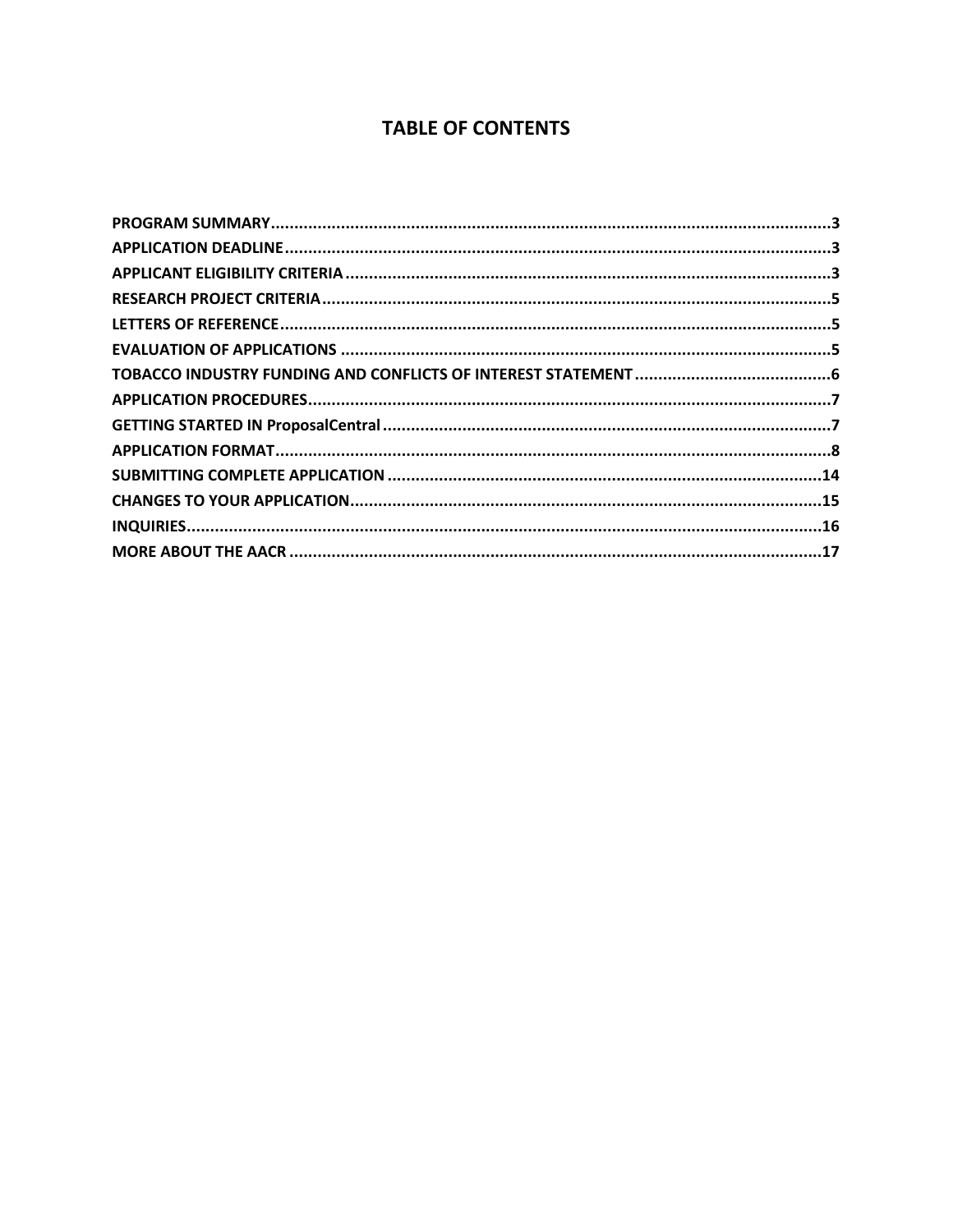# TABLE OF CONTENTS

**PROGRAM SUMMARY** ........................................................................................................ **3**
**APPLICATION DEADLINE** ................................................................................................ **3**
**APPLICANT ELIGIBILITY CRITERIA** ................................................................................. **3**
**RESEARCH PROJECT CRITERIA** ..................................................................................... **5**
**LETTERS OF REFERENCE** ................................................................................................ **5**
**EVALUATION OF APPLICATIONS** .................................................................................. **5**
**TOBACCO INDUSTRY FUNDING AND CONFLICTS OF INTEREST STATEMENT** ................. **6**
**APPLICATION PROCEDURES** .......................................................................................... **7**
**GETTING STARTED IN ProposalCentral** .......................................................................... **7**
**APPLICATION FORMAT** .................................................................................................. **8**
**SUBMITTING COMPLETE APPLICATION** ........................................................................ **14**
**CHANGES TO YOUR APPLICATION** ................................................................................ **15**
**INQUIRIES** ...................................................................................................................... **16**
**MORE ABOUT THE AACR** ............................................................................................... **17**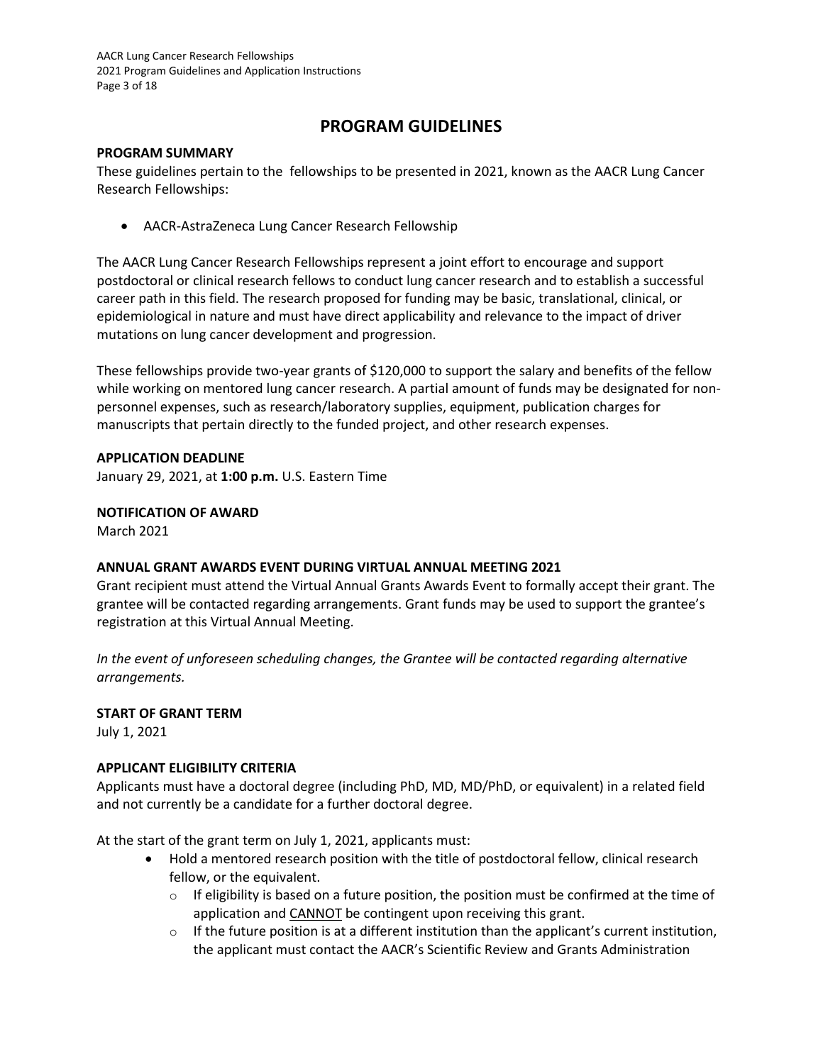# PROGRAM GUIDELINES

## PROGRAM SUMMARY

These guidelines pertain to the  fellowships to be presented in 2021, known as the AACR Lung Cancer Research Fellowships:

- AACR-AstraZeneca Lung Cancer Research Fellowship

The AACR Lung Cancer Research Fellowships represent a joint effort to encourage and support postdoctoral or clinical research fellows to conduct lung cancer research and to establish a successful career path in this field. The research proposed for funding may be basic, translational, clinical, or epidemiological in nature and must have direct applicability and relevance to the impact of driver mutations on lung cancer development and progression.

These fellowships provide two-year grants of $120,000 to support the salary and benefits of the fellow while working on mentored lung cancer research. A partial amount of funds may be designated for non-personnel expenses, such as research/laboratory supplies, equipment, publication charges for manuscripts that pertain directly to the funded project, and other research expenses.

## APPLICATION DEADLINE

January 29, 2021, at **1:00 p.m.** U.S. Eastern Time

## NOTIFICATION OF AWARD

March 2021

## ANNUAL GRANT AWARDS EVENT DURING VIRTUAL ANNUAL MEETING 2021

Grant recipient must attend the Virtual Annual Grants Awards Event to formally accept their grant. The grantee will be contacted regarding arrangements. Grant funds may be used to support the grantee's registration at this Virtual Annual Meeting.

*In the event of unforeseen scheduling changes, the Grantee will be contacted regarding alternative arrangements.*

## START OF GRANT TERM

July 1, 2021

## APPLICANT ELIGIBILITY CRITERIA

Applicants must have a doctoral degree (including PhD, MD, MD/PhD, or equivalent) in a related field and not currently be a candidate for a further doctoral degree.

At the start of the grant term on July 1, 2021, applicants must:

- Hold a mentored research position with the title of postdoctoral fellow, clinical research fellow, or the equivalent.
  - If eligibility is based on a future position, the position must be confirmed at the time of application and <u>CANNOT</u> be contingent upon receiving this grant.
  - If the future position is at a different institution than the applicant's current institution, the applicant must contact the AACR's Scientific Review and Grants Administration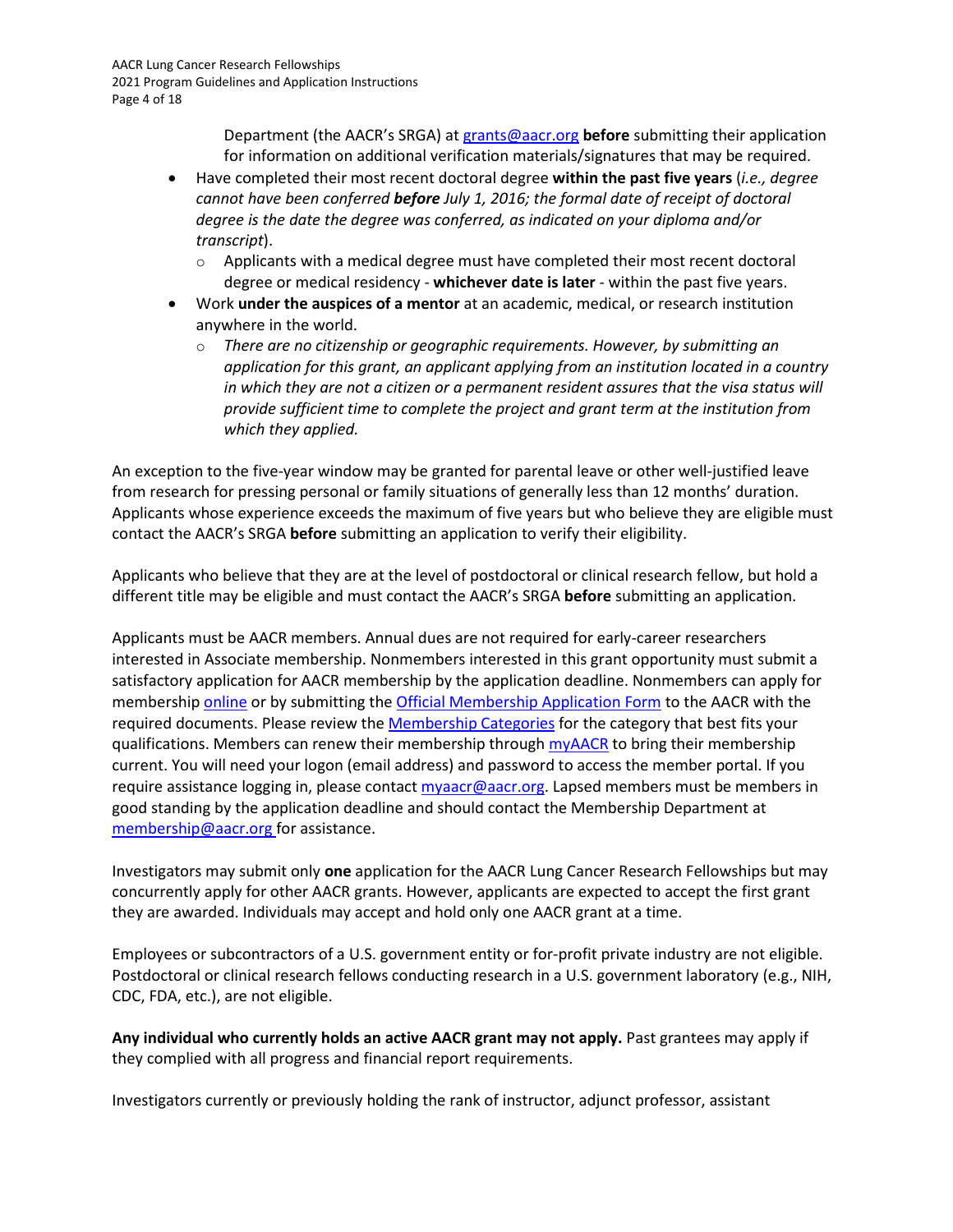Department (the AACR's SRGA) at grants@aacr.org **before** submitting their application for information on additional verification materials/signatures that may be required.

- Have completed their most recent doctoral degree **within the past five years** (*i.e., degree cannot have been conferred **before** July 1, 2016; the formal date of receipt of doctoral degree is the date the degree was conferred, as indicated on your diploma and/or transcript*).
  - Applicants with a medical degree must have completed their most recent doctoral degree or medical residency - **whichever date is later** - within the past five years.
- Work **under the auspices of a mentor** at an academic, medical, or research institution anywhere in the world.
  - *There are no citizenship or geographic requirements. However, by submitting an application for this grant, an applicant applying from an institution located in a country in which they are not a citizen or a permanent resident assures that the visa status will provide sufficient time to complete the project and grant term at the institution from which they applied.*

An exception to the five-year window may be granted for parental leave or other well-justified leave from research for pressing personal or family situations of generally less than 12 months' duration. Applicants whose experience exceeds the maximum of five years but who believe they are eligible must contact the AACR's SRGA **before** submitting an application to verify their eligibility.

Applicants who believe that they are at the level of postdoctoral or clinical research fellow, but hold a different title may be eligible and must contact the AACR's SRGA **before** submitting an application.

Applicants must be AACR members. Annual dues are not required for early-career researchers interested in Associate membership. Nonmembers interested in this grant opportunity must submit a satisfactory application for AACR membership by the application deadline. Nonmembers can apply for membership online or by submitting the Official Membership Application Form to the AACR with the required documents. Please review the Membership Categories for the category that best fits your qualifications. Members can renew their membership through myAACR to bring their membership current. You will need your logon (email address) and password to access the member portal. If you require assistance logging in, please contact myaacr@aacr.org. Lapsed members must be members in good standing by the application deadline and should contact the Membership Department at membership@aacr.org for assistance.

Investigators may submit only **one** application for the AACR Lung Cancer Research Fellowships but may concurrently apply for other AACR grants. However, applicants are expected to accept the first grant they are awarded. Individuals may accept and hold only one AACR grant at a time.

Employees or subcontractors of a U.S. government entity or for-profit private industry are not eligible. Postdoctoral or clinical research fellows conducting research in a U.S. government laboratory (e.g., NIH, CDC, FDA, etc.), are not eligible.

**Any individual who currently holds an active AACR grant may not apply.** Past grantees may apply if they complied with all progress and financial report requirements.

Investigators currently or previously holding the rank of instructor, adjunct professor, assistant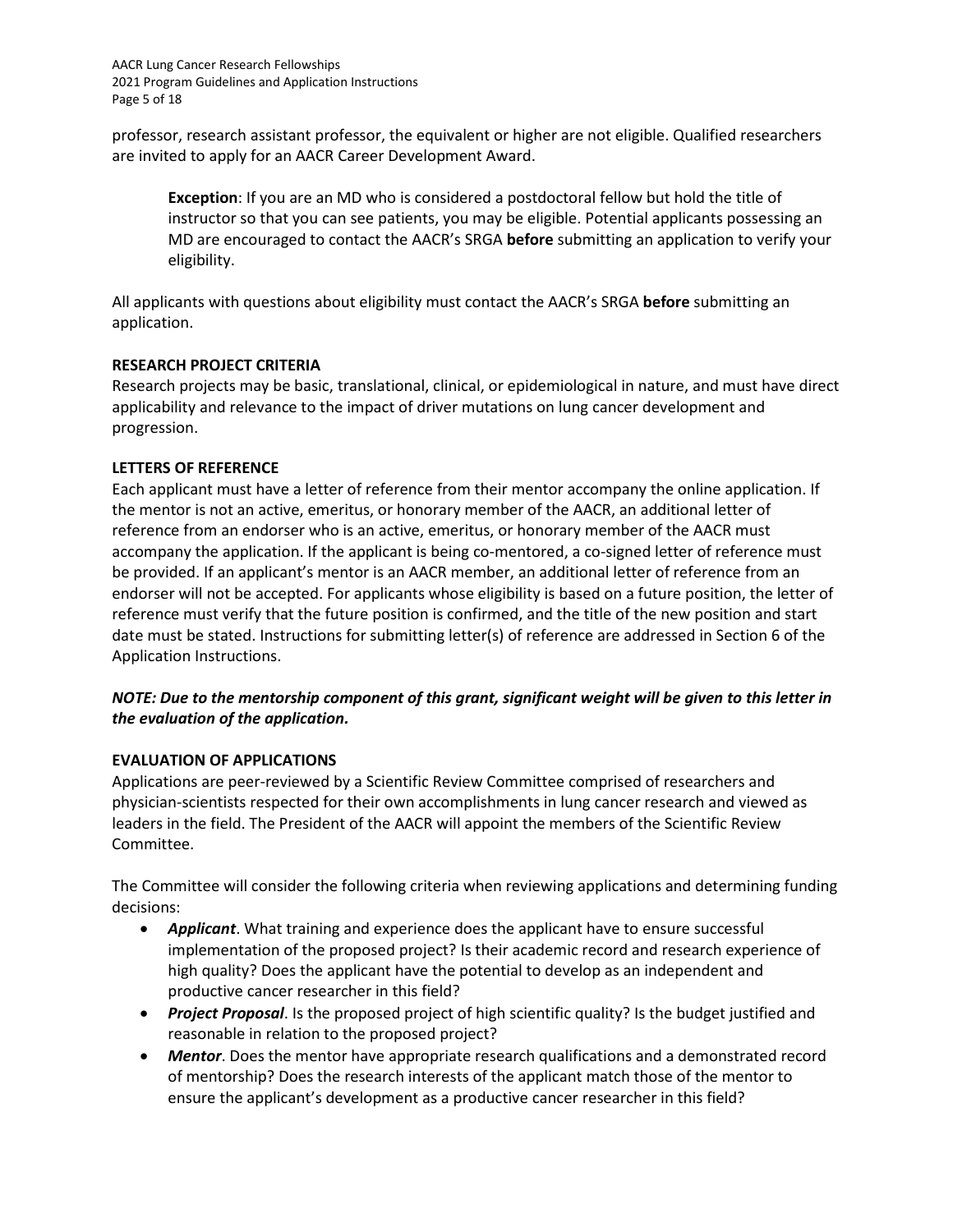professor, research assistant professor, the equivalent or higher are not eligible. Qualified researchers are invited to apply for an AACR Career Development Award.

> **Exception**: If you are an MD who is considered a postdoctoral fellow but hold the title of instructor so that you can see patients, you may be eligible. Potential applicants possessing an MD are encouraged to contact the AACR's SRGA **before** submitting an application to verify your eligibility.

All applicants with questions about eligibility must contact the AACR's SRGA **before** submitting an application.

**RESEARCH PROJECT CRITERIA**

Research projects may be basic, translational, clinical, or epidemiological in nature, and must have direct applicability and relevance to the impact of driver mutations on lung cancer development and progression.

**LETTERS OF REFERENCE**

Each applicant must have a letter of reference from their mentor accompany the online application. If the mentor is not an active, emeritus, or honorary member of the AACR, an additional letter of reference from an endorser who is an active, emeritus, or honorary member of the AACR must accompany the application. If the applicant is being co-mentored, a co-signed letter of reference must be provided. If an applicant's mentor is an AACR member, an additional letter of reference from an endorser will not be accepted. For applicants whose eligibility is based on a future position, the letter of reference must verify that the future position is confirmed, and the title of the new position and start date must be stated. Instructions for submitting letter(s) of reference are addressed in Section 6 of the Application Instructions.

***NOTE: Due to the mentorship component of this grant, significant weight will be given to this letter in the evaluation of the application.***

**EVALUATION OF APPLICATIONS**

Applications are peer-reviewed by a Scientific Review Committee comprised of researchers and physician-scientists respected for their own accomplishments in lung cancer research and viewed as leaders in the field. The President of the AACR will appoint the members of the Scientific Review Committee.

The Committee will consider the following criteria when reviewing applications and determining funding decisions:

- ***Applicant***. What training and experience does the applicant have to ensure successful implementation of the proposed project? Is their academic record and research experience of high quality? Does the applicant have the potential to develop as an independent and productive cancer researcher in this field?
- ***Project Proposal***. Is the proposed project of high scientific quality? Is the budget justified and reasonable in relation to the proposed project?
- ***Mentor***. Does the mentor have appropriate research qualifications and a demonstrated record of mentorship? Does the research interests of the applicant match those of the mentor to ensure the applicant's development as a productive cancer researcher in this field?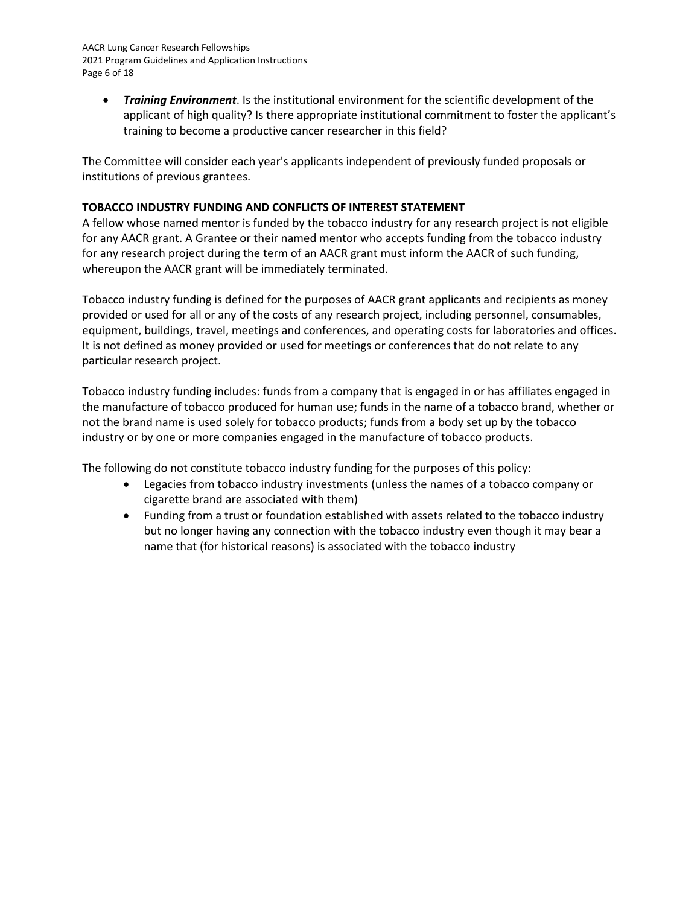- ***Training Environment***. Is the institutional environment for the scientific development of the applicant of high quality? Is there appropriate institutional commitment to foster the applicant's training to become a productive cancer researcher in this field?

The Committee will consider each year's applicants independent of previously funded proposals or institutions of previous grantees.

**TOBACCO INDUSTRY FUNDING AND CONFLICTS OF INTEREST STATEMENT**

A fellow whose named mentor is funded by the tobacco industry for any research project is not eligible for any AACR grant. A Grantee or their named mentor who accepts funding from the tobacco industry for any research project during the term of an AACR grant must inform the AACR of such funding, whereupon the AACR grant will be immediately terminated.

Tobacco industry funding is defined for the purposes of AACR grant applicants and recipients as money provided or used for all or any of the costs of any research project, including personnel, consumables, equipment, buildings, travel, meetings and conferences, and operating costs for laboratories and offices. It is not defined as money provided or used for meetings or conferences that do not relate to any particular research project.

Tobacco industry funding includes: funds from a company that is engaged in or has affiliates engaged in the manufacture of tobacco produced for human use; funds in the name of a tobacco brand, whether or not the brand name is used solely for tobacco products; funds from a body set up by the tobacco industry or by one or more companies engaged in the manufacture of tobacco products.

The following do not constitute tobacco industry funding for the purposes of this policy:

- Legacies from tobacco industry investments (unless the names of a tobacco company or cigarette brand are associated with them)
- Funding from a trust or foundation established with assets related to the tobacco industry but no longer having any connection with the tobacco industry even though it may bear a name that (for historical reasons) is associated with the tobacco industry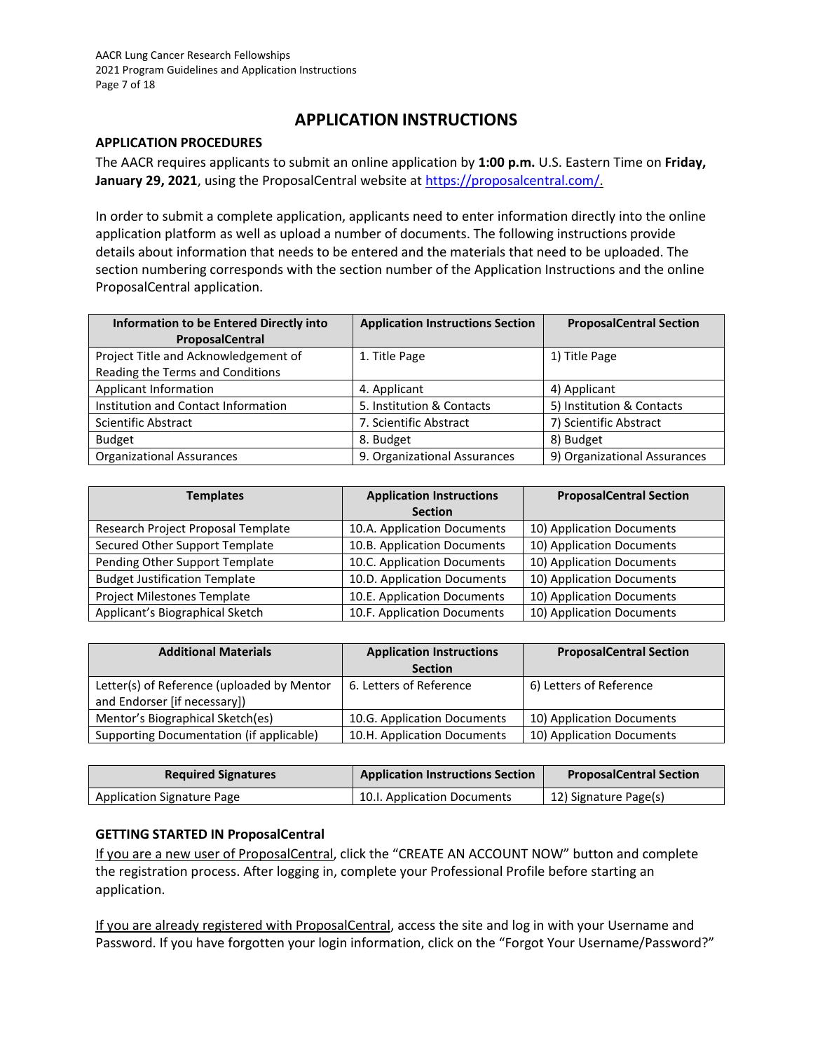## APPLICATION INSTRUCTIONS

### APPLICATION PROCEDURES

The AACR requires applicants to submit an online application by **1:00 p.m.** U.S. Eastern Time on **Friday, January 29, 2021**, using the ProposalCentral website at https://proposalcentral.com/.

In order to submit a complete application, applicants need to enter information directly into the online application platform as well as upload a number of documents. The following instructions provide details about information that needs to be entered and the materials that need to be uploaded. The section numbering corresponds with the section number of the Application Instructions and the online ProposalCentral application.

| Information to be Entered Directly into ProposalCentral | Application Instructions Section | ProposalCentral Section |
|---|---|---|
| Project Title and Acknowledgement of Reading the Terms and Conditions | 1. Title Page | 1) Title Page |
| Applicant Information | 4. Applicant | 4) Applicant |
| Institution and Contact Information | 5. Institution & Contacts | 5) Institution & Contacts |
| Scientific Abstract | 7. Scientific Abstract | 7) Scientific Abstract |
| Budget | 8. Budget | 8) Budget |
| Organizational Assurances | 9. Organizational Assurances | 9) Organizational Assurances |

| Templates | Application Instructions Section | ProposalCentral Section |
|---|---|---|
| Research Project Proposal Template | 10.A. Application Documents | 10) Application Documents |
| Secured Other Support Template | 10.B. Application Documents | 10) Application Documents |
| Pending Other Support Template | 10.C. Application Documents | 10) Application Documents |
| Budget Justification Template | 10.D. Application Documents | 10) Application Documents |
| Project Milestones Template | 10.E. Application Documents | 10) Application Documents |
| Applicant's Biographical Sketch | 10.F. Application Documents | 10) Application Documents |

| Additional Materials | Application Instructions Section | ProposalCentral Section |
|---|---|---|
| Letter(s) of Reference (uploaded by Mentor and Endorser [if necessary]) | 6. Letters of Reference | 6) Letters of Reference |
| Mentor's Biographical Sketch(es) | 10.G. Application Documents | 10) Application Documents |
| Supporting Documentation (if applicable) | 10.H. Application Documents | 10) Application Documents |

| Required Signatures | Application Instructions Section | ProposalCentral Section |
|---|---|---|
| Application Signature Page | 10.I. Application Documents | 12) Signature Page(s) |

### GETTING STARTED IN ProposalCentral

If you are a new user of ProposalCentral, click the "CREATE AN ACCOUNT NOW" button and complete the registration process. After logging in, complete your Professional Profile before starting an application.

If you are already registered with ProposalCentral, access the site and log in with your Username and Password. If you have forgotten your login information, click on the "Forgot Your Username/Password?"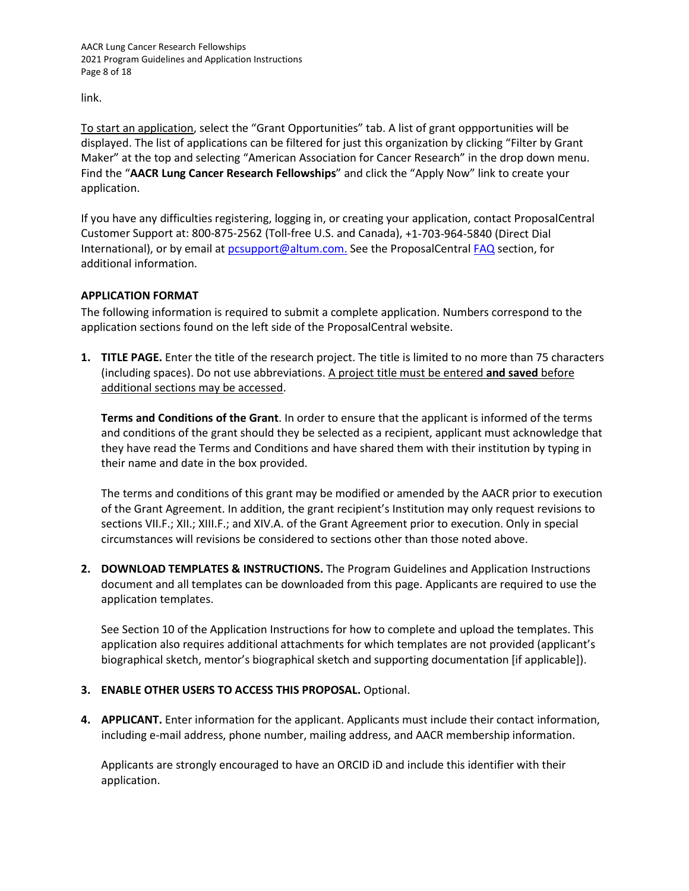link.

To start an application, select the “Grant Opportunities” tab. A list of grant oppportunities will be displayed. The list of applications can be filtered for just this organization by clicking “Filter by Grant Maker” at the top and selecting “American Association for Cancer Research” in the drop down menu. Find the “**AACR Lung Cancer Research Fellowships**” and click the “Apply Now” link to create your application.

If you have any difficulties registering, logging in, or creating your application, contact ProposalCentral Customer Support at: 800-875-2562 (Toll-free U.S. and Canada), +1-703-964-5840 (Direct Dial International), or by email at pcsupport@altum.com. See the ProposalCentral FAQ section, for additional information.

**APPLICATION FORMAT**

The following information is required to submit a complete application. Numbers correspond to the application sections found on the left side of the ProposalCentral website.

1. **TITLE PAGE.** Enter the title of the research project. The title is limited to no more than 75 characters (including spaces). Do not use abbreviations. A project title must be entered **and saved** before additional sections may be accessed.

   **Terms and Conditions of the Grant**. In order to ensure that the applicant is informed of the terms and conditions of the grant should they be selected as a recipient, applicant must acknowledge that they have read the Terms and Conditions and have shared them with their institution by typing in their name and date in the box provided.

   The terms and conditions of this grant may be modified or amended by the AACR prior to execution of the Grant Agreement. In addition, the grant recipient’s Institution may only request revisions to sections VII.F.; XII.; XIII.F.; and XIV.A. of the Grant Agreement prior to execution. Only in special circumstances will revisions be considered to sections other than those noted above.

2. **DOWNLOAD TEMPLATES & INSTRUCTIONS.** The Program Guidelines and Application Instructions document and all templates can be downloaded from this page. Applicants are required to use the application templates.

   See Section 10 of the Application Instructions for how to complete and upload the templates. This application also requires additional attachments for which templates are not provided (applicant’s biographical sketch, mentor’s biographical sketch and supporting documentation [if applicable]).

3. **ENABLE OTHER USERS TO ACCESS THIS PROPOSAL.** Optional.

4. **APPLICANT.** Enter information for the applicant. Applicants must include their contact information, including e-mail address, phone number, mailing address, and AACR membership information.

   Applicants are strongly encouraged to have an ORCID iD and include this identifier with their application.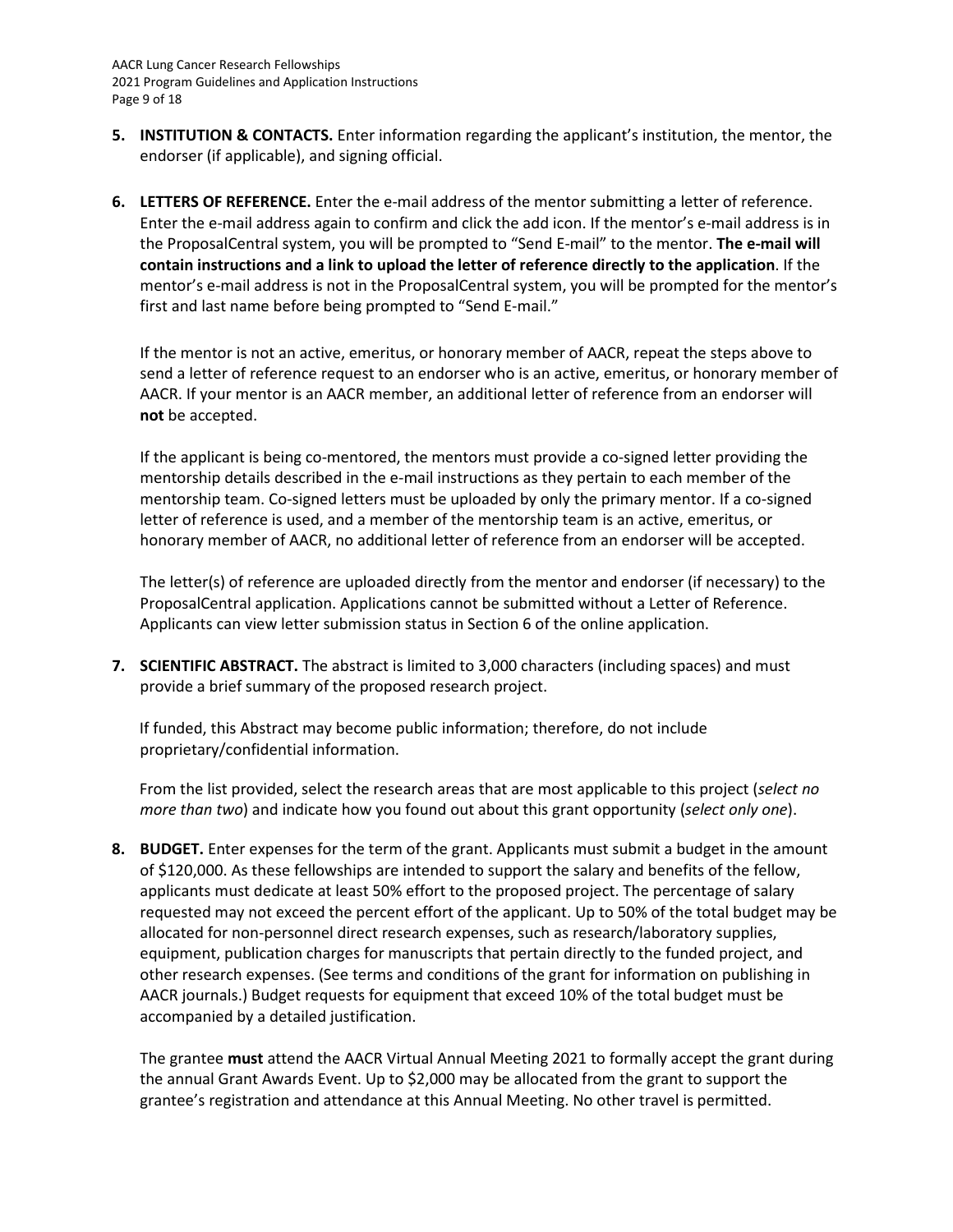5. **INSTITUTION & CONTACTS.** Enter information regarding the applicant's institution, the mentor, the endorser (if applicable), and signing official.

6. **LETTERS OF REFERENCE.** Enter the e-mail address of the mentor submitting a letter of reference. Enter the e-mail address again to confirm and click the add icon. If the mentor's e-mail address is in the ProposalCentral system, you will be prompted to "Send E-mail" to the mentor. **The e-mail will contain instructions and a link to upload the letter of reference directly to the application**. If the mentor's e-mail address is not in the ProposalCentral system, you will be prompted for the mentor's first and last name before being prompted to "Send E-mail."

   If the mentor is not an active, emeritus, or honorary member of AACR, repeat the steps above to send a letter of reference request to an endorser who is an active, emeritus, or honorary member of AACR. If your mentor is an AACR member, an additional letter of reference from an endorser will **not** be accepted.

   If the applicant is being co-mentored, the mentors must provide a co-signed letter providing the mentorship details described in the e-mail instructions as they pertain to each member of the mentorship team. Co-signed letters must be uploaded by only the primary mentor. If a co-signed letter of reference is used, and a member of the mentorship team is an active, emeritus, or honorary member of AACR, no additional letter of reference from an endorser will be accepted.

   The letter(s) of reference are uploaded directly from the mentor and endorser (if necessary) to the ProposalCentral application. Applications cannot be submitted without a Letter of Reference. Applicants can view letter submission status in Section 6 of the online application.

7. **SCIENTIFIC ABSTRACT.** The abstract is limited to 3,000 characters (including spaces) and must provide a brief summary of the proposed research project.

   If funded, this Abstract may become public information; therefore, do not include proprietary/confidential information.

   From the list provided, select the research areas that are most applicable to this project (*select no more than two*) and indicate how you found out about this grant opportunity (*select only one*).

8. **BUDGET.** Enter expenses for the term of the grant. Applicants must submit a budget in the amount of $120,000. As these fellowships are intended to support the salary and benefits of the fellow, applicants must dedicate at least 50% effort to the proposed project. The percentage of salary requested may not exceed the percent effort of the applicant. Up to 50% of the total budget may be allocated for non-personnel direct research expenses, such as research/laboratory supplies, equipment, publication charges for manuscripts that pertain directly to the funded project, and other research expenses. (See terms and conditions of the grant for information on publishing in AACR journals.) Budget requests for equipment that exceed 10% of the total budget must be accompanied by a detailed justification.

   The grantee **must** attend the AACR Virtual Annual Meeting 2021 to formally accept the grant during the annual Grant Awards Event. Up to $2,000 may be allocated from the grant to support the grantee's registration and attendance at this Annual Meeting. No other travel is permitted.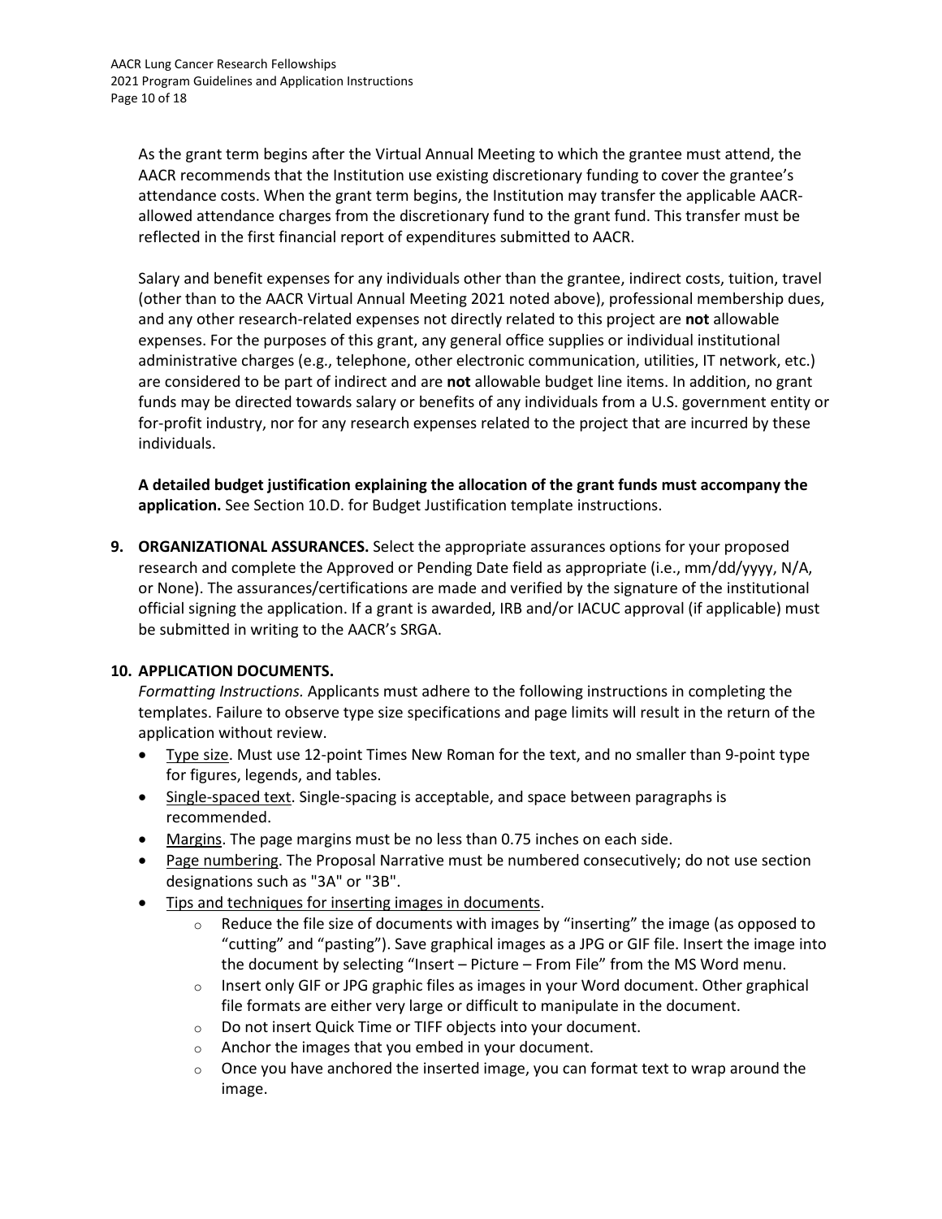As the grant term begins after the Virtual Annual Meeting to which the grantee must attend, the AACR recommends that the Institution use existing discretionary funding to cover the grantee's attendance costs. When the grant term begins, the Institution may transfer the applicable AACR-allowed attendance charges from the discretionary fund to the grant fund. This transfer must be reflected in the first financial report of expenditures submitted to AACR.

Salary and benefit expenses for any individuals other than the grantee, indirect costs, tuition, travel (other than to the AACR Virtual Annual Meeting 2021 noted above), professional membership dues, and any other research-related expenses not directly related to this project are **not** allowable expenses. For the purposes of this grant, any general office supplies or individual institutional administrative charges (e.g., telephone, other electronic communication, utilities, IT network, etc.) are considered to be part of indirect and are **not** allowable budget line items. In addition, no grant funds may be directed towards salary or benefits of any individuals from a U.S. government entity or for-profit industry, nor for any research expenses related to the project that are incurred by these individuals.

**A detailed budget justification explaining the allocation of the grant funds must accompany the application.** See Section 10.D. for Budget Justification template instructions.

9. **ORGANIZATIONAL ASSURANCES.** Select the appropriate assurances options for your proposed research and complete the Approved or Pending Date field as appropriate (i.e., mm/dd/yyyy, N/A, or None). The assurances/certifications are made and verified by the signature of the institutional official signing the application. If a grant is awarded, IRB and/or IACUC approval (if applicable) must be submitted in writing to the AACR's SRGA.

10. **APPLICATION DOCUMENTS.**

*Formatting Instructions.* Applicants must adhere to the following instructions in completing the templates. Failure to observe type size specifications and page limits will result in the return of the application without review.

- Type size. Must use 12-point Times New Roman for the text, and no smaller than 9-point type for figures, legends, and tables.
- Single-spaced text. Single-spacing is acceptable, and space between paragraphs is recommended.
- Margins. The page margins must be no less than 0.75 inches on each side.
- Page numbering. The Proposal Narrative must be numbered consecutively; do not use section designations such as "3A" or "3B".
- Tips and techniques for inserting images in documents.
  - Reduce the file size of documents with images by "inserting" the image (as opposed to "cutting" and "pasting"). Save graphical images as a JPG or GIF file. Insert the image into the document by selecting "Insert – Picture – From File" from the MS Word menu.
  - Insert only GIF or JPG graphic files as images in your Word document. Other graphical file formats are either very large or difficult to manipulate in the document.
  - Do not insert Quick Time or TIFF objects into your document.
  - Anchor the images that you embed in your document.
  - Once you have anchored the inserted image, you can format text to wrap around the image.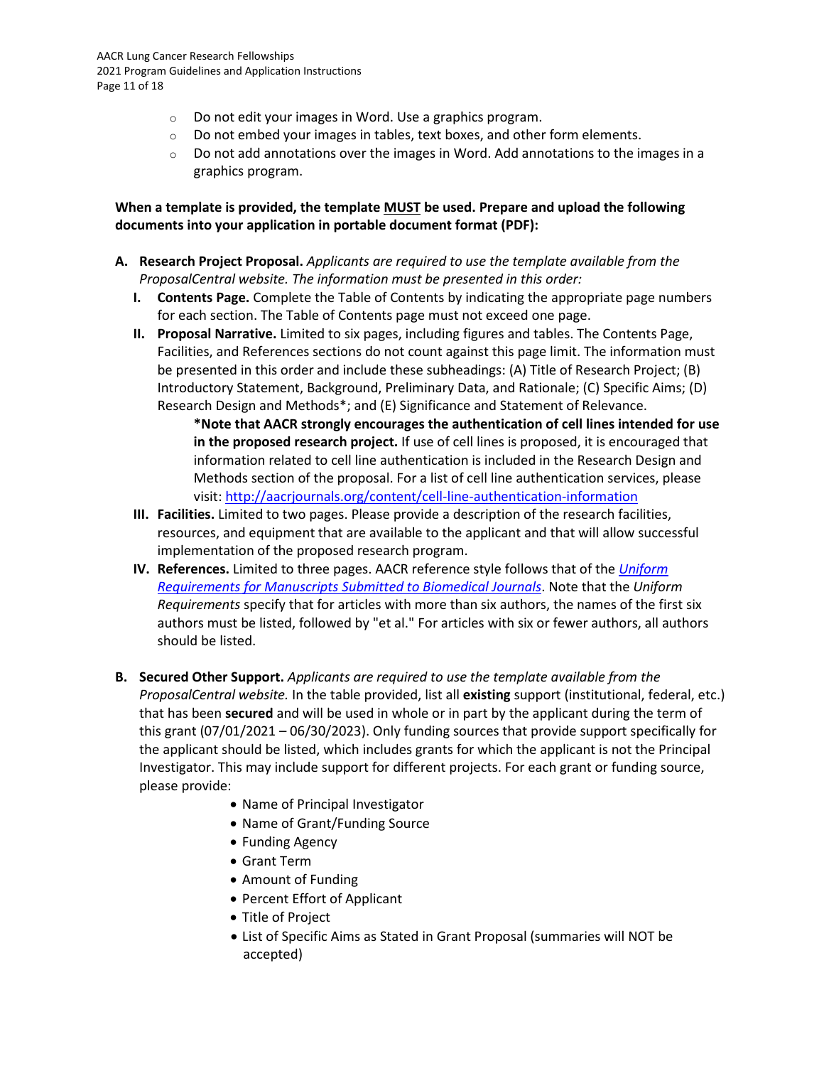- Do not edit your images in Word. Use a graphics program.
  - Do not embed your images in tables, text boxes, and other form elements.
  - Do not add annotations over the images in Word. Add annotations to the images in a graphics program.

**When a template is provided, the template MUST be used. Prepare and upload the following documents into your application in portable document format (PDF):**

**A. Research Project Proposal.** *Applicants are required to use the template available from the ProposalCentral website. The information must be presented in this order:*

**I. Contents Page.** Complete the Table of Contents by indicating the appropriate page numbers for each section. The Table of Contents page must not exceed one page.

**II. Proposal Narrative.** Limited to six pages, including figures and tables. The Contents Page, Facilities, and References sections do not count against this page limit. The information must be presented in this order and include these subheadings: (A) Title of Research Project; (B) Introductory Statement, Background, Preliminary Data, and Rationale; (C) Specific Aims; (D) Research Design and Methods*; and (E) Significance and Statement of Relevance.

> ***Note that AACR strongly encourages the authentication of cell lines intended for use in the proposed research project.** If use of cell lines is proposed, it is encouraged that information related to cell line authentication is included in the Research Design and Methods section of the proposal. For a list of cell line authentication services, please visit: [http://aacrjournals.org/content/cell-line-authentication-information](http://aacrjournals.org/content/cell-line-authentication-information)

**III. Facilities.** Limited to two pages. Please provide a description of the research facilities, resources, and equipment that are available to the applicant and that will allow successful implementation of the proposed research program.

**IV. References.** Limited to three pages. AACR reference style follows that of the *Uniform Requirements for Manuscripts Submitted to Biomedical Journals*. Note that the *Uniform Requirements* specify that for articles with more than six authors, the names of the first six authors must be listed, followed by "et al." For articles with six or fewer authors, all authors should be listed.

**B. Secured Other Support.** *Applicants are required to use the template available from the ProposalCentral website.* In the table provided, list all **existing** support (institutional, federal, etc.) that has been **secured** and will be used in whole or in part by the applicant during the term of this grant (07/01/2021 – 06/30/2023). Only funding sources that provide support specifically for the applicant should be listed, which includes grants for which the applicant is not the Principal Investigator. This may include support for different projects. For each grant or funding source, please provide:

- Name of Principal Investigator
- Name of Grant/Funding Source
- Funding Agency
- Grant Term
- Amount of Funding
- Percent Effort of Applicant
- Title of Project
- List of Specific Aims as Stated in Grant Proposal (summaries will NOT be accepted)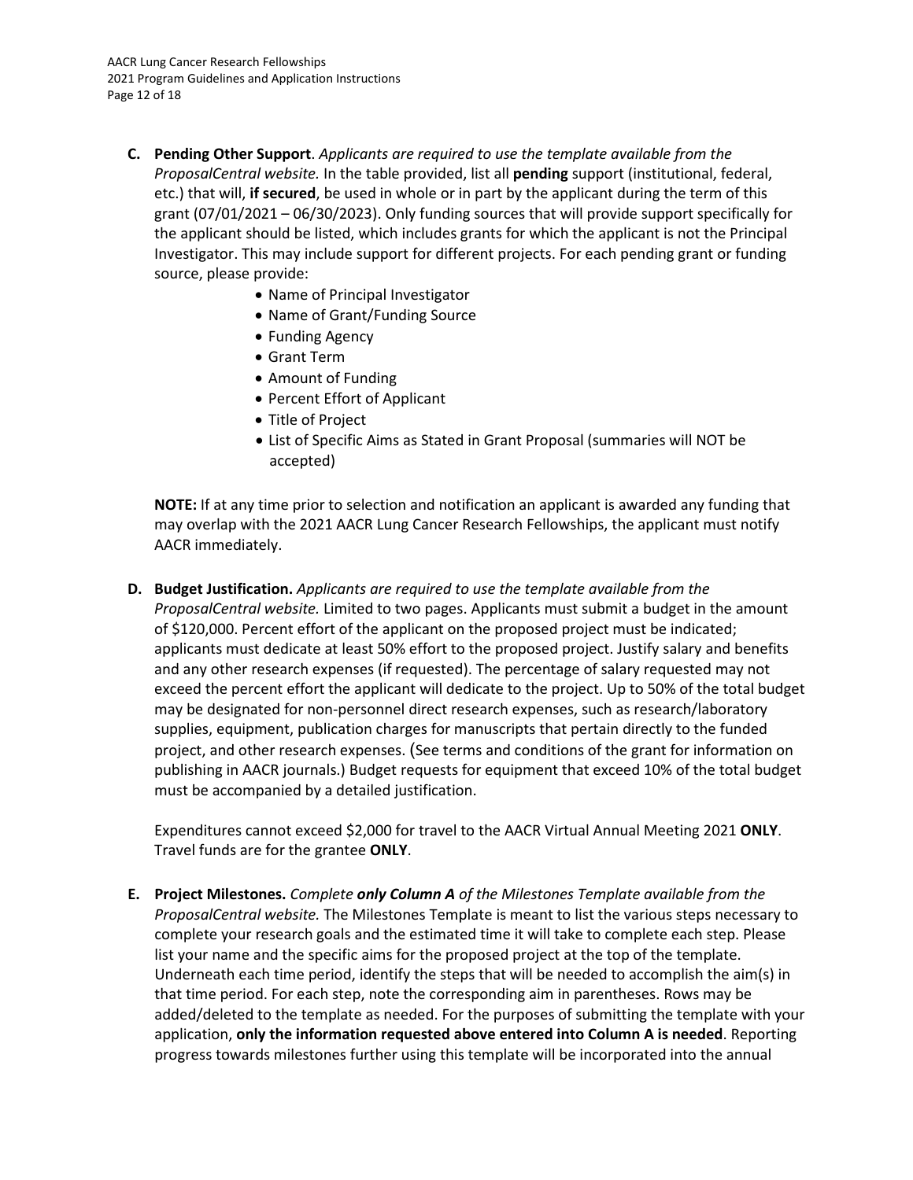**C. Pending Other Support**. *Applicants are required to use the template available from the ProposalCentral website.* In the table provided, list all **pending** support (institutional, federal, etc.) that will, **if secured**, be used in whole or in part by the applicant during the term of this grant (07/01/2021 – 06/30/2023). Only funding sources that will provide support specifically for the applicant should be listed, which includes grants for which the applicant is not the Principal Investigator. This may include support for different projects. For each pending grant or funding source, please provide:

- Name of Principal Investigator
- Name of Grant/Funding Source
- Funding Agency
- Grant Term
- Amount of Funding
- Percent Effort of Applicant
- Title of Project
- List of Specific Aims as Stated in Grant Proposal (summaries will NOT be accepted)

**NOTE:** If at any time prior to selection and notification an applicant is awarded any funding that may overlap with the 2021 AACR Lung Cancer Research Fellowships, the applicant must notify AACR immediately.

**D. Budget Justification.** *Applicants are required to use the template available from the ProposalCentral website.* Limited to two pages. Applicants must submit a budget in the amount of $120,000. Percent effort of the applicant on the proposed project must be indicated; applicants must dedicate at least 50% effort to the proposed project. Justify salary and benefits and any other research expenses (if requested). The percentage of salary requested may not exceed the percent effort the applicant will dedicate to the project. Up to 50% of the total budget may be designated for non-personnel direct research expenses, such as research/laboratory supplies, equipment, publication charges for manuscripts that pertain directly to the funded project, and other research expenses. (See terms and conditions of the grant for information on publishing in AACR journals.) Budget requests for equipment that exceed 10% of the total budget must be accompanied by a detailed justification.

Expenditures cannot exceed $2,000 for travel to the AACR Virtual Annual Meeting 2021 **ONLY**. Travel funds are for the grantee **ONLY**.

**E. Project Milestones.** *Complete **only Column A** of the Milestones Template available from the ProposalCentral website.* The Milestones Template is meant to list the various steps necessary to complete your research goals and the estimated time it will take to complete each step. Please list your name and the specific aims for the proposed project at the top of the template. Underneath each time period, identify the steps that will be needed to accomplish the aim(s) in that time period. For each step, note the corresponding aim in parentheses. Rows may be added/deleted to the template as needed. For the purposes of submitting the template with your application, **only the information requested above entered into Column A is needed**. Reporting progress towards milestones further using this template will be incorporated into the annual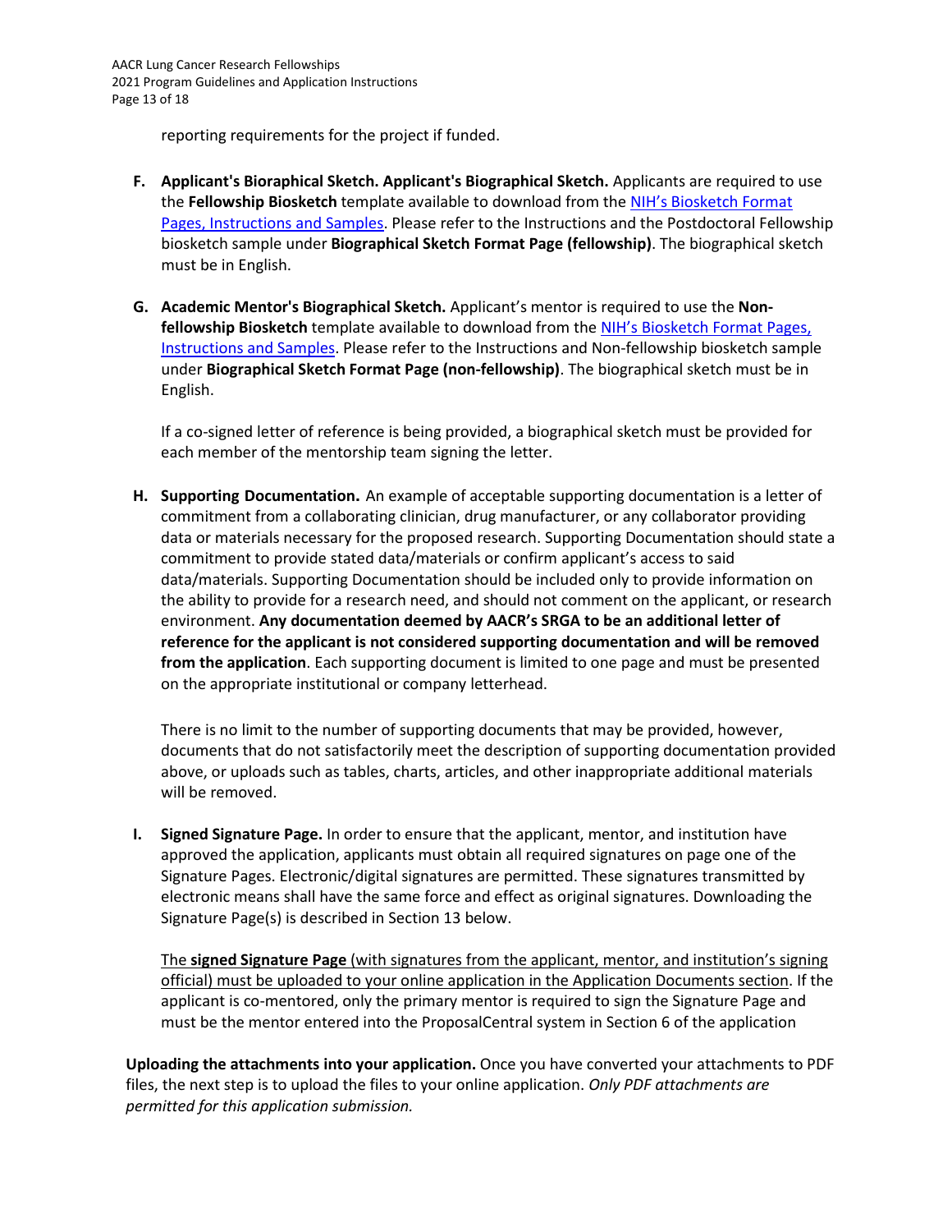reporting requirements for the project if funded.

F. **Applicant's Bioraphical Sketch. Applicant's Biographical Sketch.** Applicants are required to use the **Fellowship Biosketch** template available to download from the NIH's Biosketch Format Pages, Instructions and Samples. Please refer to the Instructions and the Postdoctoral Fellowship biosketch sample under **Biographical Sketch Format Page (fellowship)**. The biographical sketch must be in English.

G. **Academic Mentor's Biographical Sketch.** Applicant's mentor is required to use the **Non-fellowship Biosketch** template available to download from the NIH's Biosketch Format Pages, Instructions and Samples. Please refer to the Instructions and Non-fellowship biosketch sample under **Biographical Sketch Format Page (non-fellowship)**. The biographical sketch must be in English.

   If a co-signed letter of reference is being provided, a biographical sketch must be provided for each member of the mentorship team signing the letter.

H. **Supporting Documentation.** An example of acceptable supporting documentation is a letter of commitment from a collaborating clinician, drug manufacturer, or any collaborator providing data or materials necessary for the proposed research. Supporting Documentation should state a commitment to provide stated data/materials or confirm applicant's access to said data/materials. Supporting Documentation should be included only to provide information on the ability to provide for a research need, and should not comment on the applicant, or research environment. **Any documentation deemed by AACR's SRGA to be an additional letter of reference for the applicant is not considered supporting documentation and will be removed from the application**. Each supporting document is limited to one page and must be presented on the appropriate institutional or company letterhead.

   There is no limit to the number of supporting documents that may be provided, however, documents that do not satisfactorily meet the description of supporting documentation provided above, or uploads such as tables, charts, articles, and other inappropriate additional materials will be removed.

I. **Signed Signature Page.** In order to ensure that the applicant, mentor, and institution have approved the application, applicants must obtain all required signatures on page one of the Signature Pages. Electronic/digital signatures are permitted. These signatures transmitted by electronic means shall have the same force and effect as original signatures. Downloading the Signature Page(s) is described in Section 13 below.

   The **signed Signature Page** (with signatures from the applicant, mentor, and institution's signing official) must be uploaded to your online application in the Application Documents section. If the applicant is co-mentored, only the primary mentor is required to sign the Signature Page and must be the mentor entered into the ProposalCentral system in Section 6 of the application

**Uploading the attachments into your application.** Once you have converted your attachments to PDF files, the next step is to upload the files to your online application. *Only PDF attachments are permitted for this application submission.*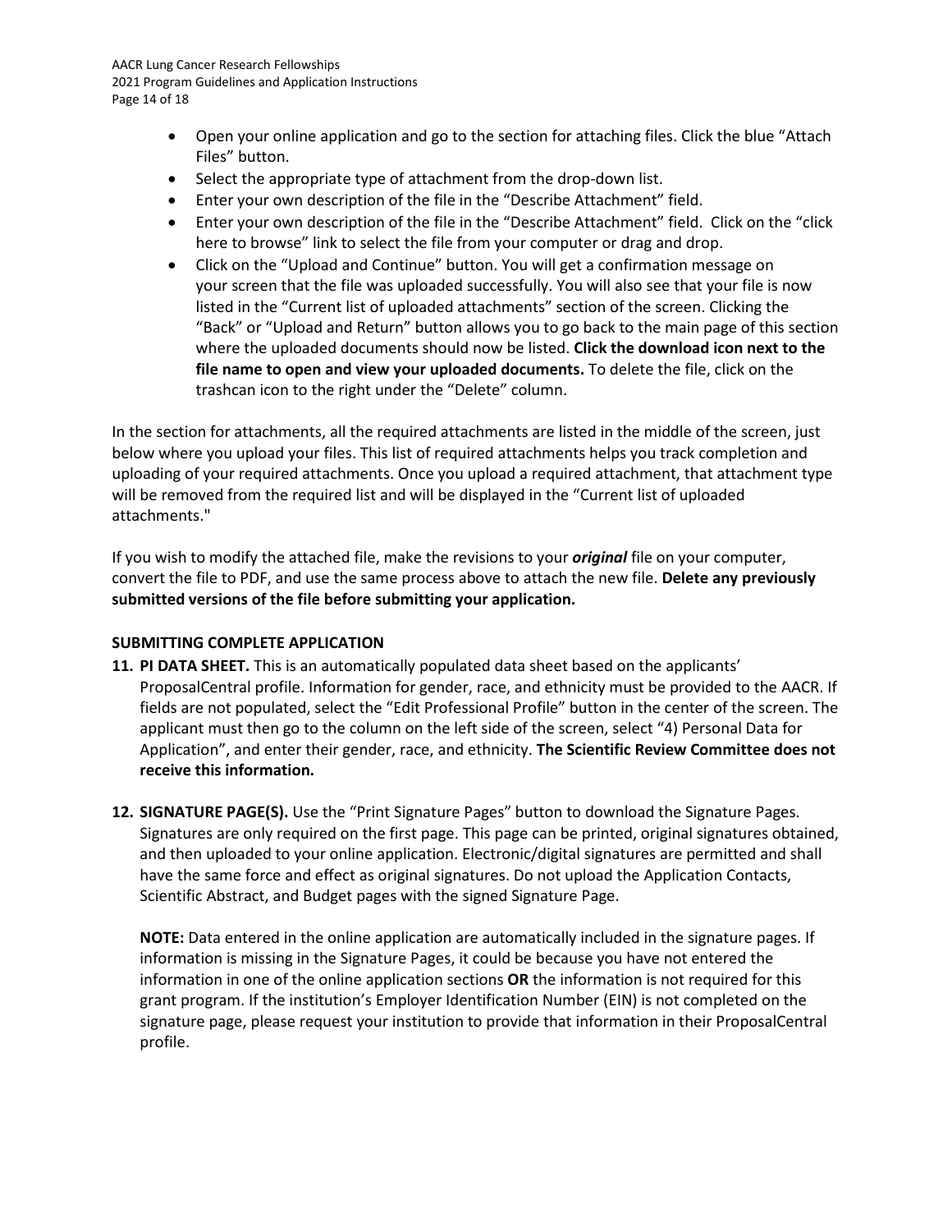- Open your online application and go to the section for attaching files. Click the blue "Attach Files" button.
- Select the appropriate type of attachment from the drop-down list.
- Enter your own description of the file in the "Describe Attachment" field.
- Enter your own description of the file in the "Describe Attachment" field. Click on the "click here to browse" link to select the file from your computer or drag and drop.
- Click on the "Upload and Continue" button. You will get a confirmation message on your screen that the file was uploaded successfully. You will also see that your file is now listed in the "Current list of uploaded attachments" section of the screen. Clicking the "Back" or "Upload and Return" button allows you to go back to the main page of this section where the uploaded documents should now be listed. **Click the download icon next to the file name to open and view your uploaded documents.** To delete the file, click on the trashcan icon to the right under the "Delete" column.

In the section for attachments, all the required attachments are listed in the middle of the screen, just below where you upload your files. This list of required attachments helps you track completion and uploading of your required attachments. Once you upload a required attachment, that attachment type will be removed from the required list and will be displayed in the "Current list of uploaded attachments."

If you wish to modify the attached file, make the revisions to your ***original*** file on your computer, convert the file to PDF, and use the same process above to attach the new file. **Delete any previously submitted versions of the file before submitting your application.**

**SUBMITTING COMPLETE APPLICATION**

11. **PI DATA SHEET.** This is an automatically populated data sheet based on the applicants' ProposalCentral profile. Information for gender, race, and ethnicity must be provided to the AACR. If fields are not populated, select the "Edit Professional Profile" button in the center of the screen. The applicant must then go to the column on the left side of the screen, select "4) Personal Data for Application", and enter their gender, race, and ethnicity. **The Scientific Review Committee does not receive this information.**

12. **SIGNATURE PAGE(S).** Use the "Print Signature Pages" button to download the Signature Pages. Signatures are only required on the first page. This page can be printed, original signatures obtained, and then uploaded to your online application. Electronic/digital signatures are permitted and shall have the same force and effect as original signatures. Do not upload the Application Contacts, Scientific Abstract, and Budget pages with the signed Signature Page.

    **NOTE:** Data entered in the online application are automatically included in the signature pages. If information is missing in the Signature Pages, it could be because you have not entered the information in one of the online application sections **OR** the information is not required for this grant program. If the institution's Employer Identification Number (EIN) is not completed on the signature page, please request your institution to provide that information in their ProposalCentral profile.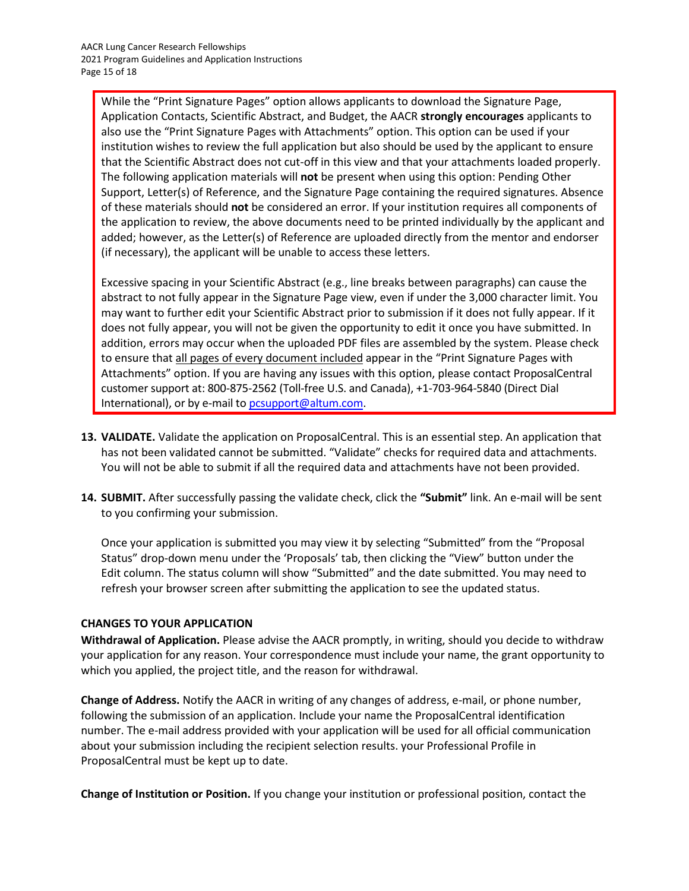While the "Print Signature Pages" option allows applicants to download the Signature Page, Application Contacts, Scientific Abstract, and Budget, the AACR **strongly encourages** applicants to also use the "Print Signature Pages with Attachments" option. This option can be used if your institution wishes to review the full application but also should be used by the applicant to ensure that the Scientific Abstract does not cut-off in this view and that your attachments loaded properly. The following application materials will **not** be present when using this option: Pending Other Support, Letter(s) of Reference, and the Signature Page containing the required signatures. Absence of these materials should **not** be considered an error. If your institution requires all components of the application to review, the above documents need to be printed individually by the applicant and added; however, as the Letter(s) of Reference are uploaded directly from the mentor and endorser (if necessary), the applicant will be unable to access these letters.

Excessive spacing in your Scientific Abstract (e.g., line breaks between paragraphs) can cause the abstract to not fully appear in the Signature Page view, even if under the 3,000 character limit. You may want to further edit your Scientific Abstract prior to submission if it does not fully appear. If it does not fully appear, you will not be given the opportunity to edit it once you have submitted. In addition, errors may occur when the uploaded PDF files are assembled by the system. Please check to ensure that <u>all pages of every document included</u> appear in the "Print Signature Pages with Attachments" option. If you are having any issues with this option, please contact ProposalCentral customer support at: 800-875-2562 (Toll-free U.S. and Canada), +1-703-964-5840 (Direct Dial International), or by e-mail to pcsupport@altum.com.

13. **VALIDATE.** Validate the application on ProposalCentral. This is an essential step. An application that has not been validated cannot be submitted. "Validate" checks for required data and attachments. You will not be able to submit if all the required data and attachments have not been provided.

14. **SUBMIT.** After successfully passing the validate check, click the **"Submit"** link. An e-mail will be sent to you confirming your submission.

    Once your application is submitted you may view it by selecting "Submitted" from the "Proposal Status" drop-down menu under the 'Proposals' tab, then clicking the "View" button under the Edit column. The status column will show "Submitted" and the date submitted. You may need to refresh your browser screen after submitting the application to see the updated status.

### CHANGES TO YOUR APPLICATION

**Withdrawal of Application.** Please advise the AACR promptly, in writing, should you decide to withdraw your application for any reason. Your correspondence must include your name, the grant opportunity to which you applied, the project title, and the reason for withdrawal.

**Change of Address.** Notify the AACR in writing of any changes of address, e-mail, or phone number, following the submission of an application. Include your name the ProposalCentral identification number. The e-mail address provided with your application will be used for all official communication about your submission including the recipient selection results. your Professional Profile in ProposalCentral must be kept up to date.

**Change of Institution or Position.** If you change your institution or professional position, contact the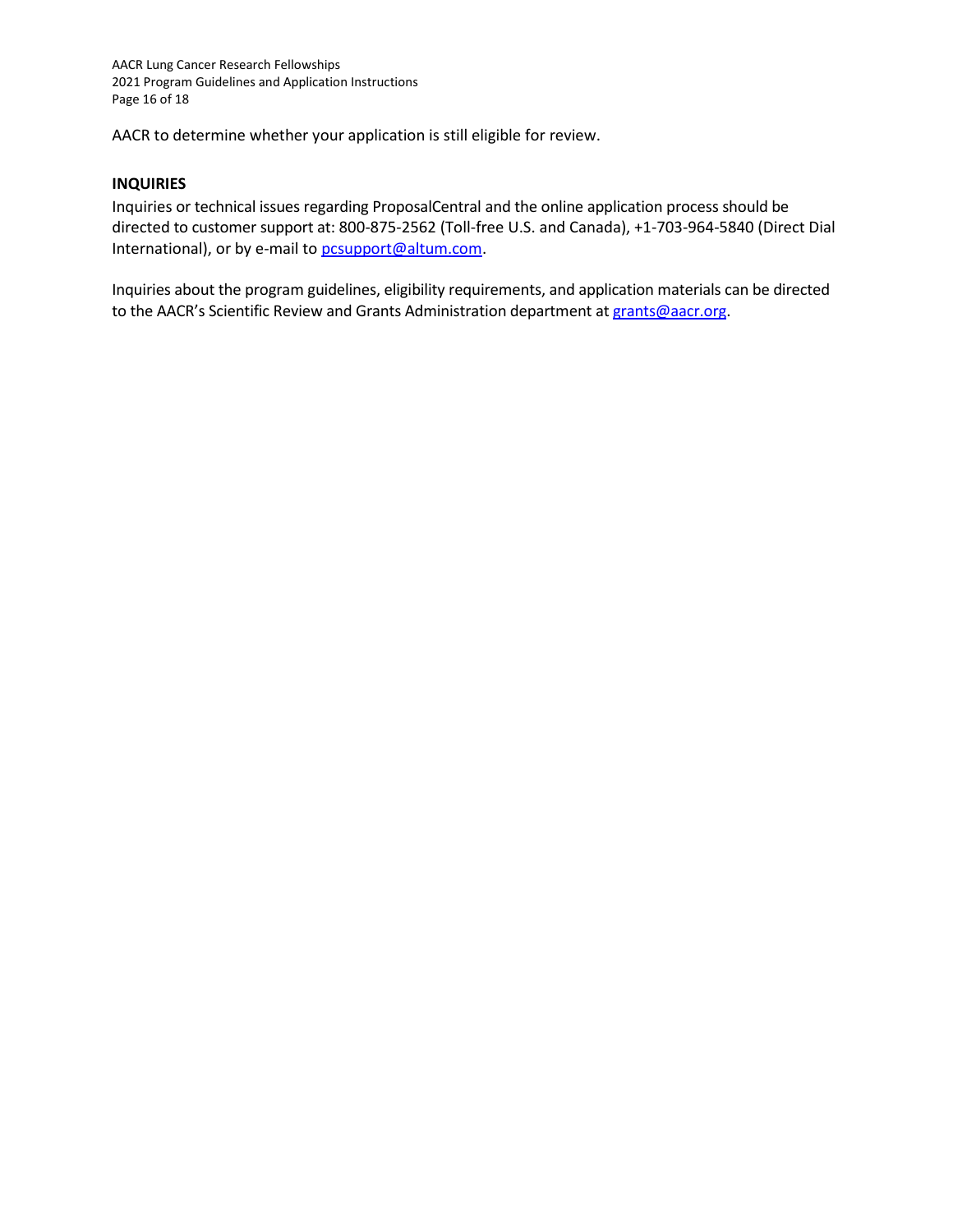AACR to determine whether your application is still eligible for review.

**INQUIRIES**

Inquiries or technical issues regarding ProposalCentral and the online application process should be directed to customer support at: 800-875-2562 (Toll-free U.S. and Canada), +1-703-964-5840 (Direct Dial International), or by e-mail to [pcsupport@altum.com](mailto:pcsupport@altum.com).

Inquiries about the program guidelines, eligibility requirements, and application materials can be directed to the AACR's Scientific Review and Grants Administration department at [grants@aacr.org](mailto:grants@aacr.org).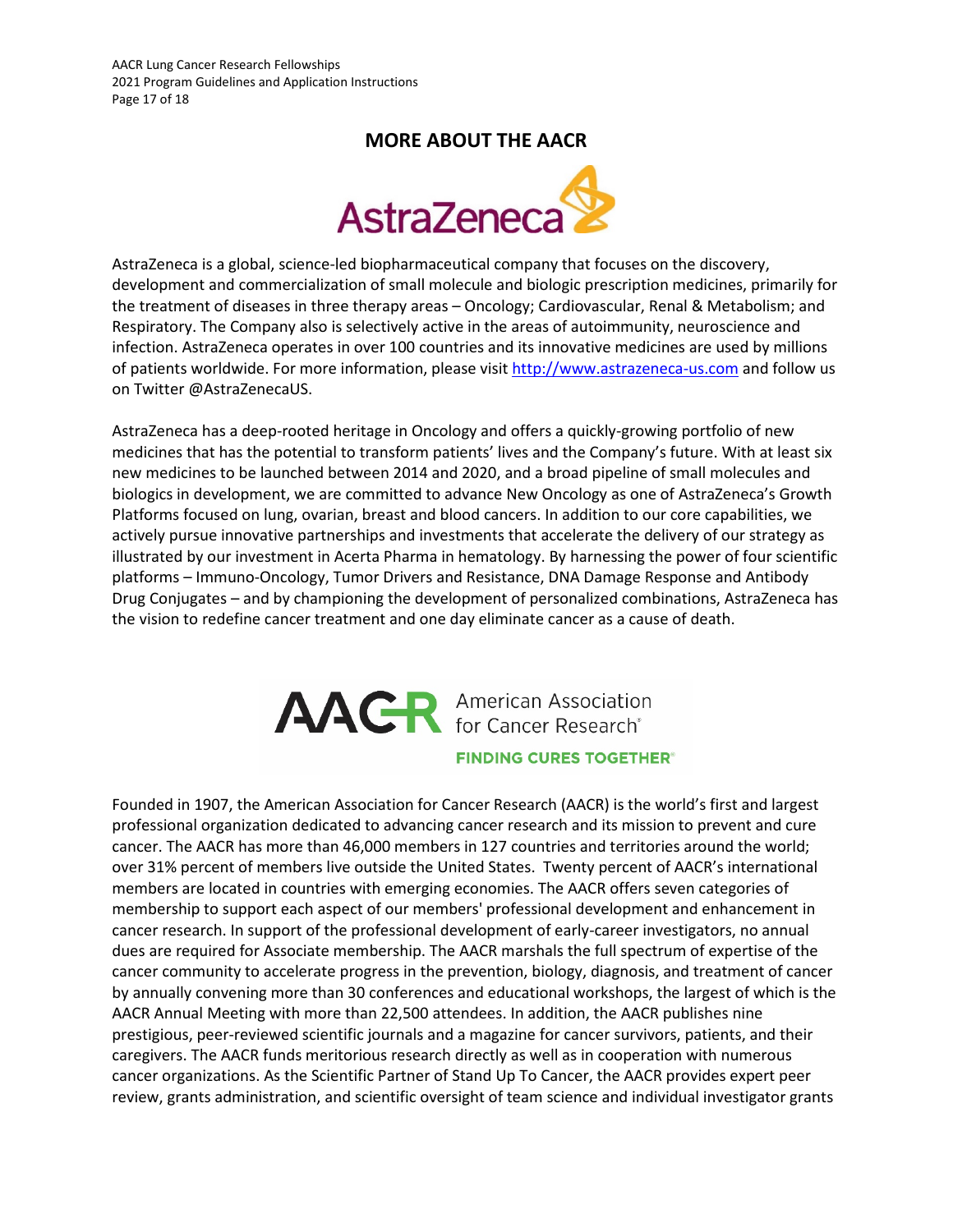## MORE ABOUT THE AACR

AstraZeneca is a global, science-led biopharmaceutical company that focuses on the discovery, development and commercialization of small molecule and biologic prescription medicines, primarily for the treatment of diseases in three therapy areas – Oncology; Cardiovascular, Renal & Metabolism; and Respiratory. The Company also is selectively active in the areas of autoimmunity, neuroscience and infection. AstraZeneca operates in over 100 countries and its innovative medicines are used by millions of patients worldwide. For more information, please visit [http://www.astrazeneca-us.com](http://www.astrazeneca-us.com) and follow us on Twitter @AstraZenecaUS.

AstraZeneca has a deep-rooted heritage in Oncology and offers a quickly-growing portfolio of new medicines that has the potential to transform patients' lives and the Company's future. With at least six new medicines to be launched between 2014 and 2020, and a broad pipeline of small molecules and biologics in development, we are committed to advance New Oncology as one of AstraZeneca's Growth Platforms focused on lung, ovarian, breast and blood cancers. In addition to our core capabilities, we actively pursue innovative partnerships and investments that accelerate the delivery of our strategy as illustrated by our investment in Acerta Pharma in hematology. By harnessing the power of four scientific platforms – Immuno-Oncology, Tumor Drivers and Resistance, DNA Damage Response and Antibody Drug Conjugates – and by championing the development of personalized combinations, AstraZeneca has the vision to redefine cancer treatment and one day eliminate cancer as a cause of death.

Founded in 1907, the American Association for Cancer Research (AACR) is the world's first and largest professional organization dedicated to advancing cancer research and its mission to prevent and cure cancer. The AACR has more than 46,000 members in 127 countries and territories around the world; over 31% percent of members live outside the United States. Twenty percent of AACR's international members are located in countries with emerging economies. The AACR offers seven categories of membership to support each aspect of our members' professional development and enhancement in cancer research. In support of the professional development of early-career investigators, no annual dues are required for Associate membership. The AACR marshals the full spectrum of expertise of the cancer community to accelerate progress in the prevention, biology, diagnosis, and treatment of cancer by annually convening more than 30 conferences and educational workshops, the largest of which is the AACR Annual Meeting with more than 22,500 attendees. In addition, the AACR publishes nine prestigious, peer-reviewed scientific journals and a magazine for cancer survivors, patients, and their caregivers. The AACR funds meritorious research directly as well as in cooperation with numerous cancer organizations. As the Scientific Partner of Stand Up To Cancer, the AACR provides expert peer review, grants administration, and scientific oversight of team science and individual investigator grants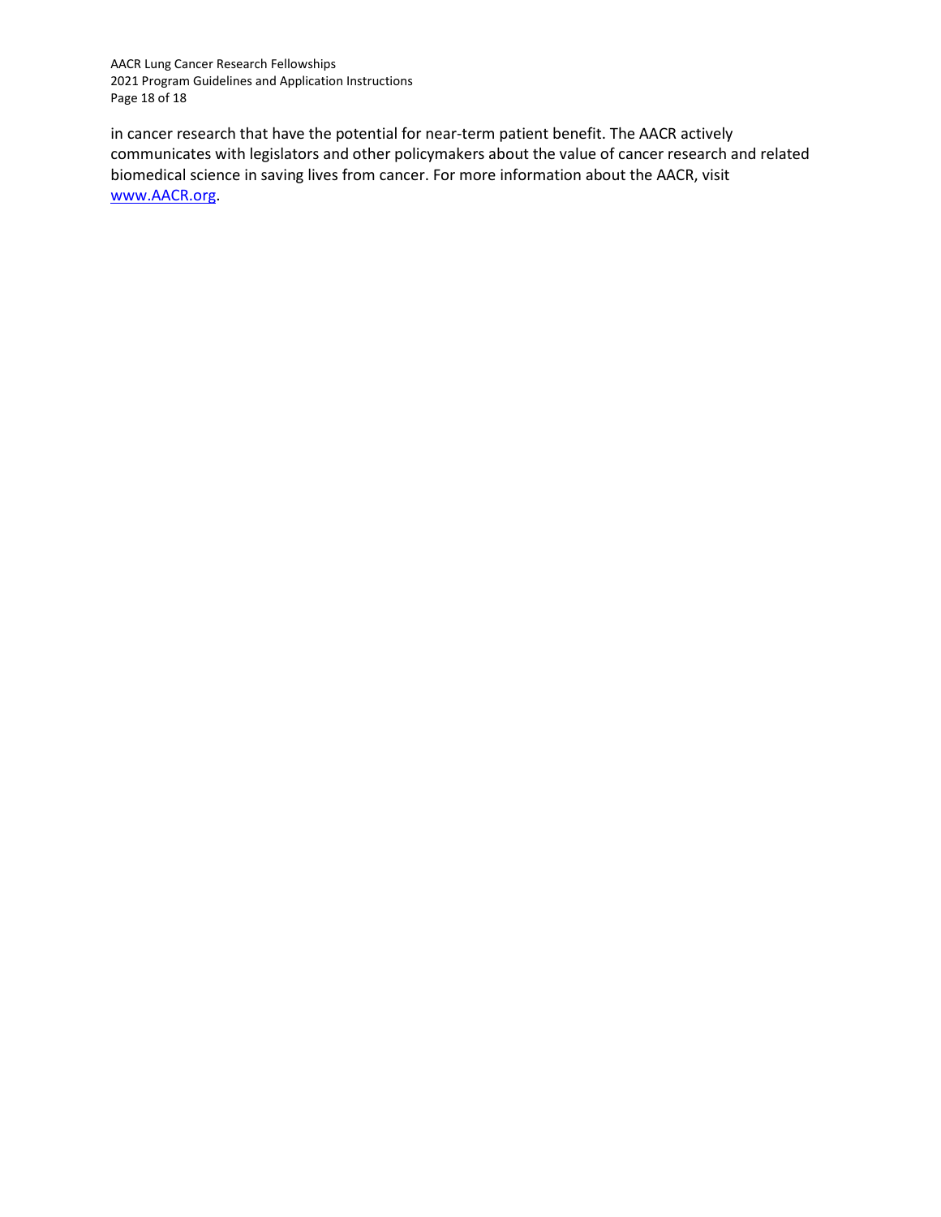in cancer research that have the potential for near-term patient benefit. The AACR actively communicates with legislators and other policymakers about the value of cancer research and related biomedical science in saving lives from cancer. For more information about the AACR, visit [www.AACR.org](http://www.AACR.org).